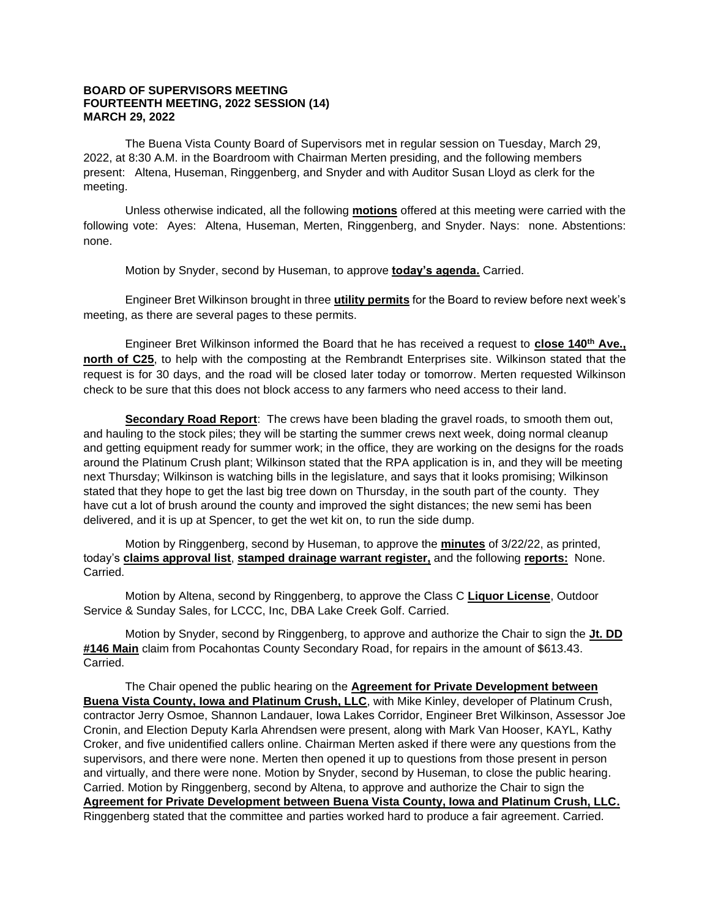**BOARD OF SUPERVISORS MEETING**
**FOURTEENTH MEETING, 2022 SESSION (14)**
**MARCH 29, 2022**

The Buena Vista County Board of Supervisors met in regular session on Tuesday, March 29, 2022, at 8:30 A.M. in the Boardroom with Chairman Merten presiding, and the following members present: Altena, Huseman, Ringgenberg, and Snyder and with Auditor Susan Lloyd as clerk for the meeting.

Unless otherwise indicated, all the following **motions** offered at this meeting were carried with the following vote: Ayes: Altena, Huseman, Merten, Ringgenberg, and Snyder. Nays: none. Abstentions: none.

Motion by Snyder, second by Huseman, to approve **today's agenda.** Carried.

Engineer Bret Wilkinson brought in three **utility permits** for the Board to review before next week's meeting, as there are several pages to these permits.

Engineer Bret Wilkinson informed the Board that he has received a request to **close 140th Ave., north of C25**, to help with the composting at the Rembrandt Enterprises site. Wilkinson stated that the request is for 30 days, and the road will be closed later today or tomorrow. Merten requested Wilkinson check to be sure that this does not block access to any farmers who need access to their land.

**Secondary Road Report**: The crews have been blading the gravel roads, to smooth them out, and hauling to the stock piles; they will be starting the summer crews next week, doing normal cleanup and getting equipment ready for summer work; in the office, they are working on the designs for the roads around the Platinum Crush plant; Wilkinson stated that the RPA application is in, and they will be meeting next Thursday; Wilkinson is watching bills in the legislature, and says that it looks promising; Wilkinson stated that they hope to get the last big tree down on Thursday, in the south part of the county. They have cut a lot of brush around the county and improved the sight distances; the new semi has been delivered, and it is up at Spencer, to get the wet kit on, to run the side dump.

Motion by Ringgenberg, second by Huseman, to approve the **minutes** of 3/22/22, as printed, today's **claims approval list**, **stamped drainage warrant register,** and the following **reports:** None. Carried.

Motion by Altena, second by Ringgenberg, to approve the Class C **Liquor License**, Outdoor Service & Sunday Sales, for LCCC, Inc, DBA Lake Creek Golf. Carried.

Motion by Snyder, second by Ringgenberg, to approve and authorize the Chair to sign the **Jt. DD #146 Main** claim from Pocahontas County Secondary Road, for repairs in the amount of $613.43. Carried.

The Chair opened the public hearing on the **Agreement for Private Development between Buena Vista County, Iowa and Platinum Crush, LLC**, with Mike Kinley, developer of Platinum Crush, contractor Jerry Osmoe, Shannon Landauer, Iowa Lakes Corridor, Engineer Bret Wilkinson, Assessor Joe Cronin, and Election Deputy Karla Ahrendsen were present, along with Mark Van Hooser, KAYL, Kathy Croker, and five unidentified callers online. Chairman Merten asked if there were any questions from the supervisors, and there were none. Merten then opened it up to questions from those present in person and virtually, and there were none. Motion by Snyder, second by Huseman, to close the public hearing. Carried. Motion by Ringgenberg, second by Altena, to approve and authorize the Chair to sign the **Agreement for Private Development between Buena Vista County, Iowa and Platinum Crush, LLC.** Ringgenberg stated that the committee and parties worked hard to produce a fair agreement. Carried.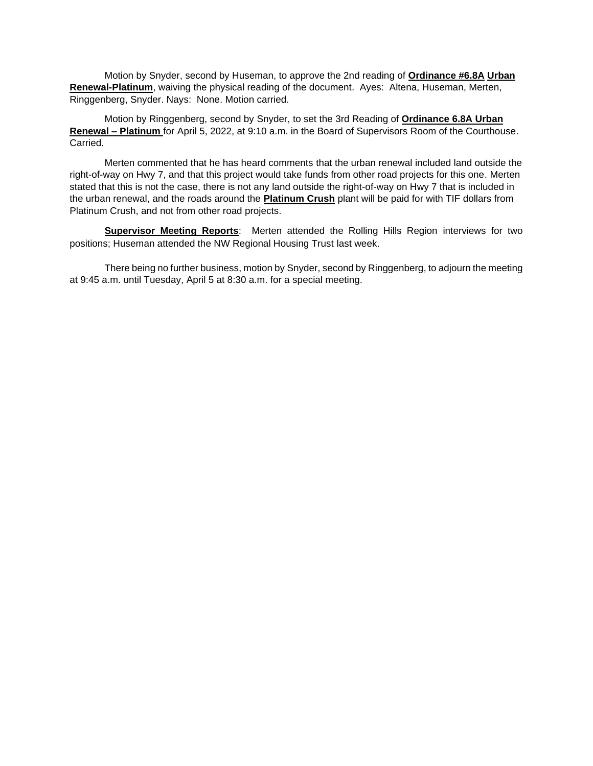Motion by Snyder, second by Huseman, to approve the 2nd reading of **Ordinance #6.8A** **Urban Renewal-Platinum**, waiving the physical reading of the document. Ayes: Altena, Huseman, Merten, Ringgenberg, Snyder. Nays: None. Motion carried.

Motion by Ringgenberg, second by Snyder, to set the 3rd Reading of **Ordinance 6.8A Urban Renewal – Platinum** for April 5, 2022, at 9:10 a.m. in the Board of Supervisors Room of the Courthouse. Carried.

Merten commented that he has heard comments that the urban renewal included land outside the right-of-way on Hwy 7, and that this project would take funds from other road projects for this one. Merten stated that this is not the case, there is not any land outside the right-of-way on Hwy 7 that is included in the urban renewal, and the roads around the **Platinum Crush** plant will be paid for with TIF dollars from Platinum Crush, and not from other road projects.

**Supervisor Meeting Reports**: Merten attended the Rolling Hills Region interviews for two positions; Huseman attended the NW Regional Housing Trust last week.

There being no further business, motion by Snyder, second by Ringgenberg, to adjourn the meeting at 9:45 a.m. until Tuesday, April 5 at 8:30 a.m. for a special meeting.